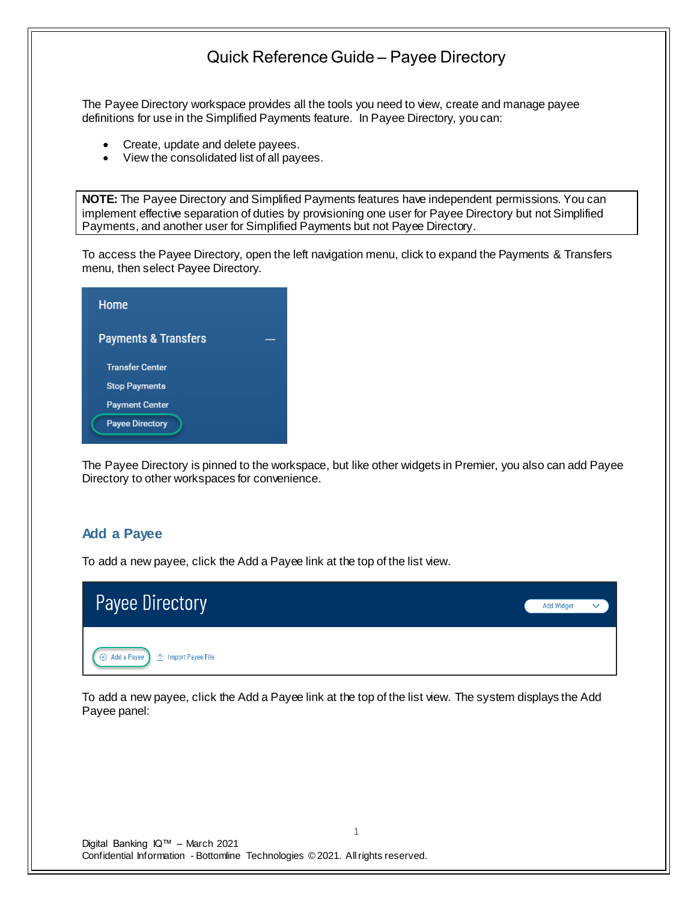# Quick Reference Guide – Payee Directory

The Payee Directory workspace provides all the tools you need to view, create and manage payee definitions for use in the Simplified Payments feature. In Payee Directory, you can:

- Create, update and delete payees.
- View the consolidated list of all payees.

**NOTE:** The Payee Directory and Simplified Payments features have independent permissions. You can implement effective separation of duties by provisioning one user for Payee Directory but not Simplified Payments, and another user for Simplified Payments but not Payee Directory.

To access the Payee Directory, open the left navigation menu, click to expand the Payments & Transfers menu, then select Payee Directory.

The Payee Directory is pinned to the workspace, but like other widgets in Premier, you also can add Payee Directory to other workspaces for convenience.

## Add a Payee

To add a new payee, click the Add a Payee link at the top of the list view.

To add a new payee, click the Add a Payee link at the top of the list view. The system displays the Add Payee panel: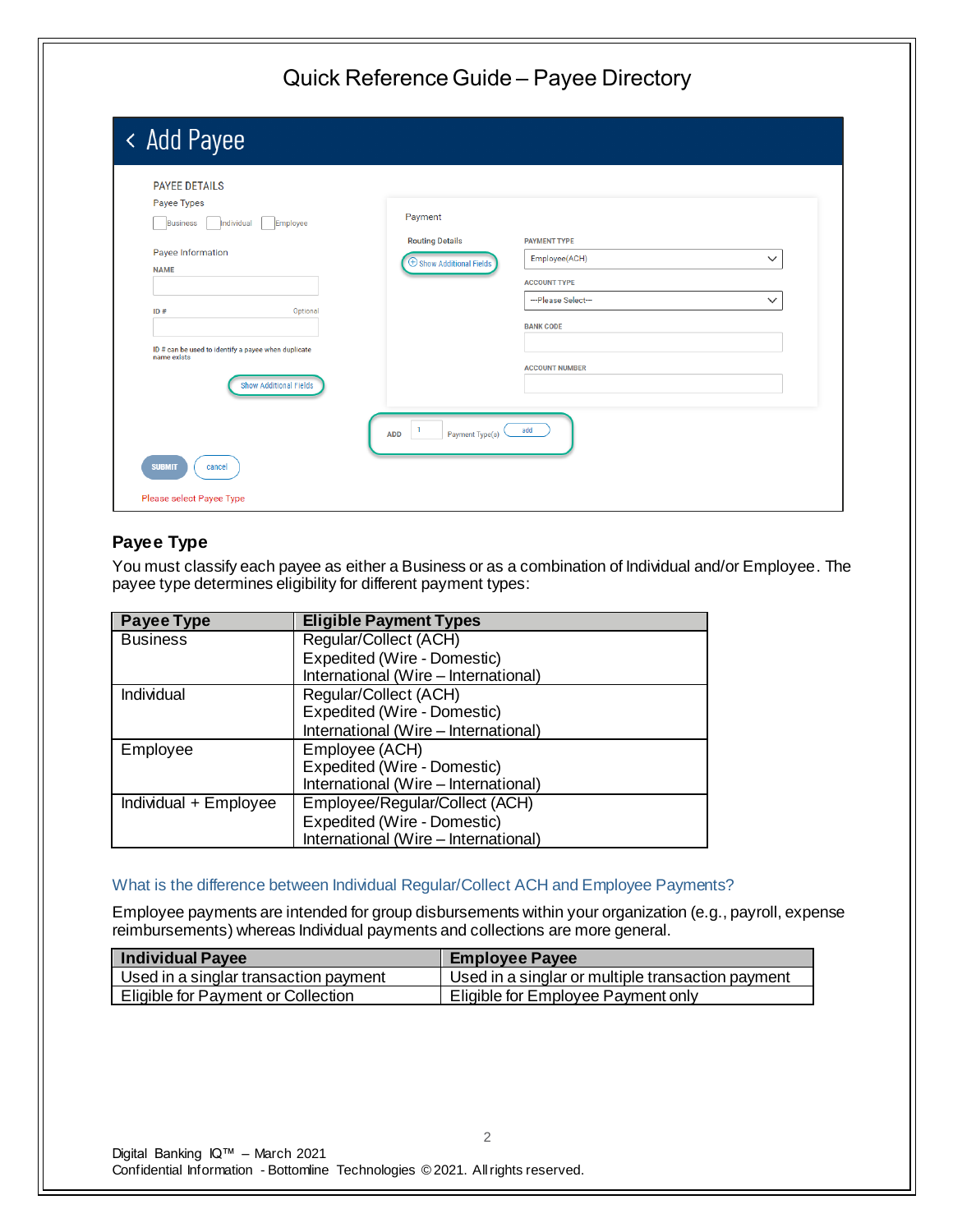## Add Payee

PAYEE DETAILS

Payee Types

Business | Individual | Employee

Payee Information

NAME

ID # (Optional)

ID # can be used to identify a payee when duplicate name exists

Show Additional Fields

Payment

Routing Details

Show Additional Fields

PAYMENT TYPE: Employee(ACH)

ACCOUNT TYPE: --Please Select--

BANK CODE

ACCOUNT NUMBER

ADD 1 Payment Type(s) add

SUBMIT cancel

Please select Payee Type

### Payee Type

You must classify each payee as either a Business or as a combination of Individual and/or Employee. The payee type determines eligibility for different payment types:

| Payee Type | Eligible Payment Types |
|---|---|
| Business | Regular/Collect (ACH)<br>Expedited (Wire - Domestic)<br>International (Wire – International) |
| Individual | Regular/Collect (ACH)<br>Expedited (Wire - Domestic)<br>International (Wire – International) |
| Employee | Employee (ACH)<br>Expedited (Wire - Domestic)<br>International (Wire – International) |
| Individual + Employee | Employee/Regular/Collect (ACH)<br>Expedited (Wire - Domestic)<br>International (Wire – International) |

#### What is the difference between Individual Regular/Collect ACH and Employee Payments?

Employee payments are intended for group disbursements within your organization (e.g., payroll, expense reimbursements) whereas Individual payments and collections are more general.

| Individual Payee | Employee Payee |
|---|---|
| Used in a singlar transaction payment | Used in a singlar or multiple transaction payment |
| Eligible for Payment or Collection | Eligible for Employee Payment only |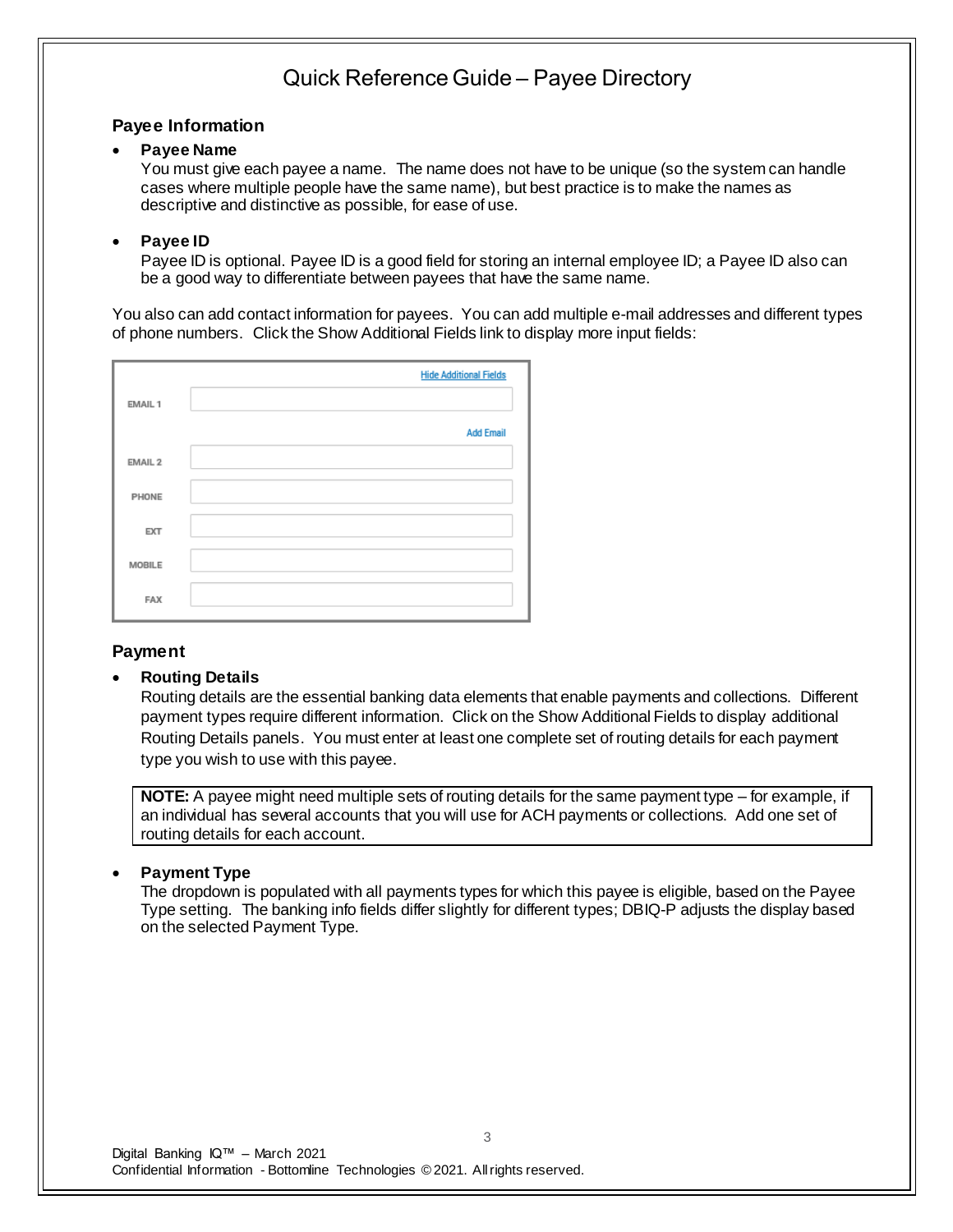# Quick Reference Guide – Payee Directory

## Payee Information

- **Payee Name**

  You must give each payee a name. The name does not have to be unique (so the system can handle cases where multiple people have the same name), but best practice is to make the names as descriptive and distinctive as possible, for ease of use.

- **Payee ID**

  Payee ID is optional. Payee ID is a good field for storing an internal employee ID; a Payee ID also can be a good way to differentiate between payees that have the same name.

You also can add contact information for payees. You can add multiple e-mail addresses and different types of phone numbers. Click the Show Additional Fields link to display more input fields:

| | Hide Additional Fields |
|---|---|
| EMAIL 1 | |
| | Add Email |
| EMAIL 2 | |
| PHONE | |
| EXT | |
| MOBILE | |
| FAX | |

## Payment

- **Routing Details**

  Routing details are the essential banking data elements that enable payments and collections. Different payment types require different information. Click on the Show Additional Fields to display additional Routing Details panels. You must enter at least one complete set of routing details for each payment type you wish to use with this payee.

  > **NOTE:** A payee might need multiple sets of routing details for the same payment type – for example, if an individual has several accounts that you will use for ACH payments or collections. Add one set of routing details for each account.

- **Payment Type**

  The dropdown is populated with all payments types for which this payee is eligible, based on the Payee Type setting. The banking info fields differ slightly for different types; DBIQ-P adjusts the display based on the selected Payment Type.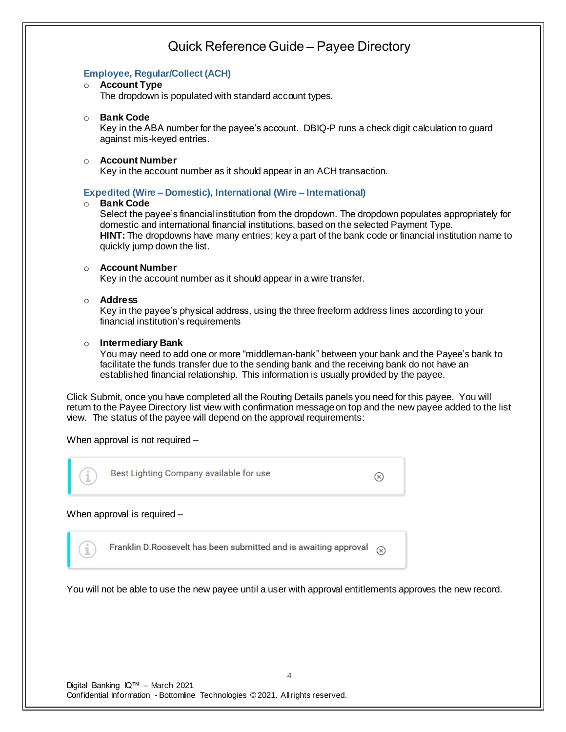## Quick Reference Guide – Payee Directory

### Employee, Regular/Collect (ACH)

- **Account Type**
  The dropdown is populated with standard account types.

- **Bank Code**
  Key in the ABA number for the payee's account. DBIQ-P runs a check digit calculation to guard against mis-keyed entries.

- **Account Number**
  Key in the account number as it should appear in an ACH transaction.

### Expedited (Wire – Domestic), International (Wire – International)

- **Bank Code**
  Select the payee's financial institution from the dropdown. The dropdown populates appropriately for domestic and international financial institutions, based on the selected Payment Type.
  **HINT:** The dropdowns have many entries; key a part of the bank code or financial institution name to quickly jump down the list.

- **Account Number**
  Key in the account number as it should appear in a wire transfer.

- **Address**
  Key in the payee's physical address, using the three freeform address lines according to your financial institution's requirements

- **Intermediary Bank**
  You may need to add one or more "middleman-bank" between your bank and the Payee's bank to facilitate the funds transfer due to the sending bank and the receiving bank do not have an established financial relationship. This information is usually provided by the payee.

Click Submit, once you have completed all the Routing Details panels you need for this payee. You will return to the Payee Directory list view with confirmation message on top and the new payee added to the list view. The status of the payee will depend on the approval requirements:

When approval is not required –

> Best Lighting Company available for use

When approval is required –

> Franklin D.Roosevelt has been submitted and is awaiting approval

You will not be able to use the new payee until a user with approval entitlements approves the new record.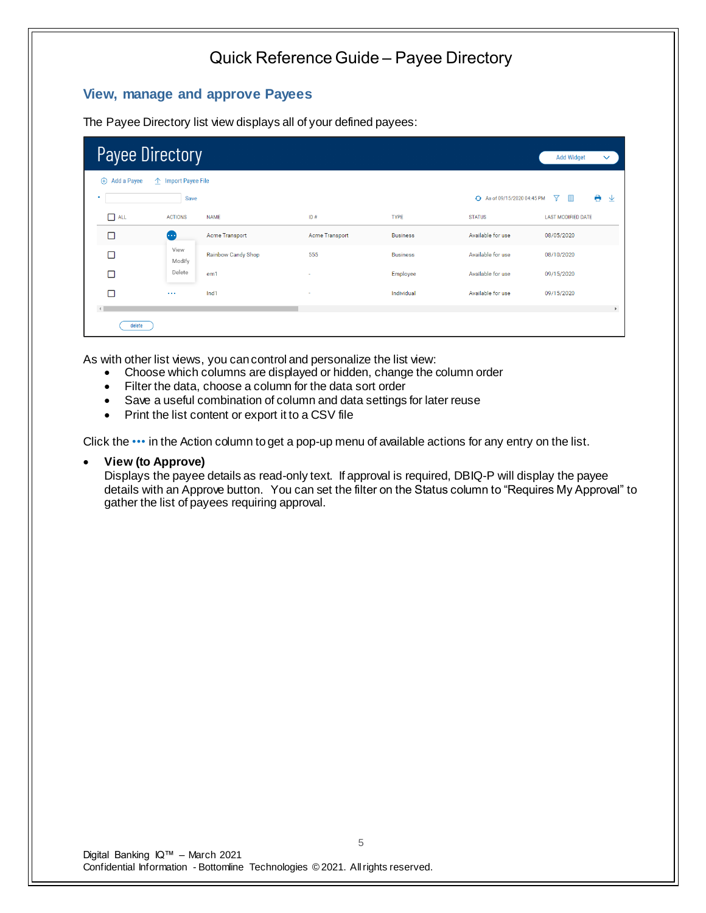# Quick Reference Guide – Payee Directory

## View, manage and approve Payees

The Payee Directory list view displays all of your defined payees:

As with other list views, you can control and personalize the list view:

- Choose which columns are displayed or hidden, change the column order
- Filter the data, choose a column for the data sort order
- Save a useful combination of column and data settings for later reuse
- Print the list content or export it to a CSV file

Click the ••• in the Action column to get a pop-up menu of available actions for any entry on the list.

- **View (to Approve)**
  Displays the payee details as read-only text. If approval is required, DBIQ-P will display the payee details with an Approve button. You can set the filter on the Status column to "Requires My Approval" to gather the list of payees requiring approval.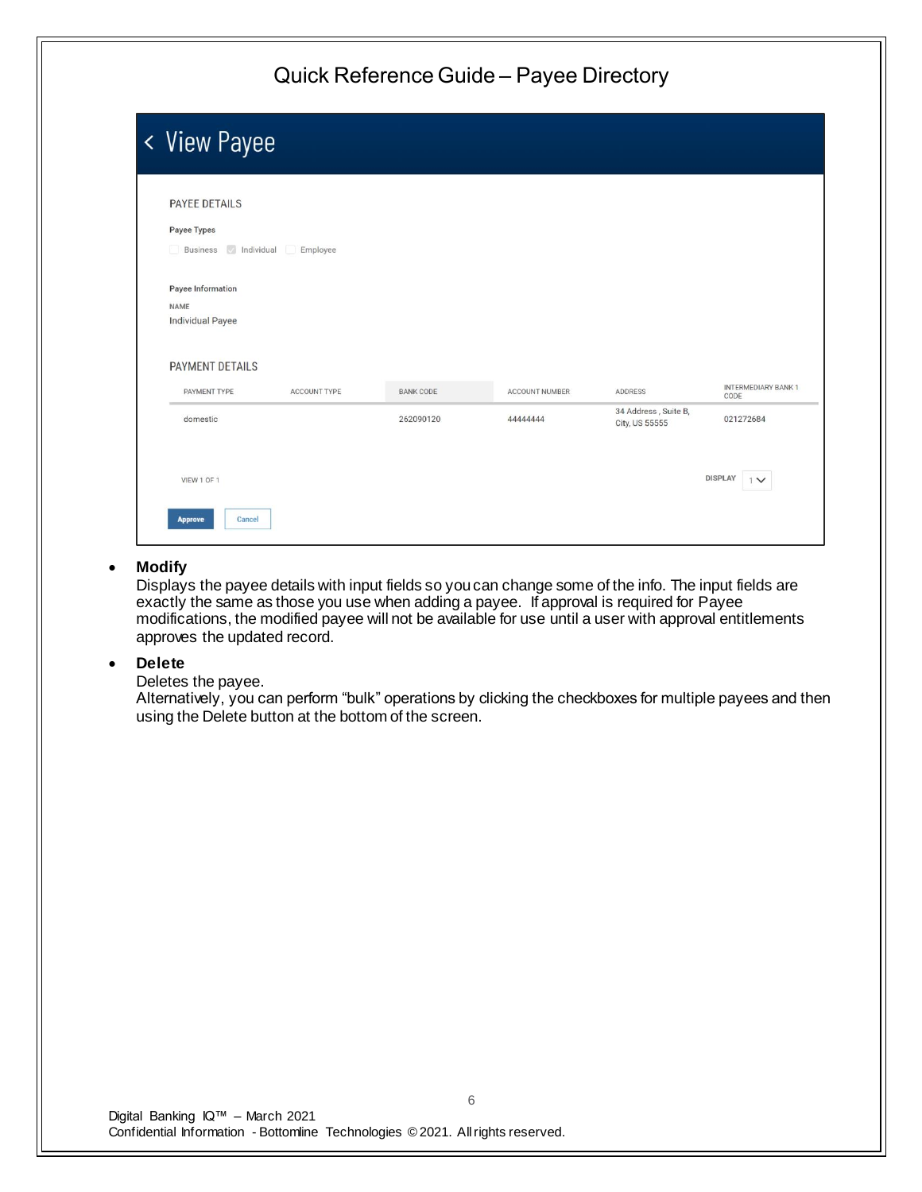# Quick Reference Guide – Payee Directory

## View Payee

PAYEE DETAILS

Payee Types

Business ☑ Individual Employee

Payee Information

NAME

Individual Payee

PAYMENT DETAILS

| PAYMENT TYPE | ACCOUNT TYPE | BANK CODE | ACCOUNT NUMBER | ADDRESS | INTERMEDIARY BANK 1 CODE |
|---|---|---|---|---|---|
| domestic | | 262090120 | 44444444 | 34 Address , Suite B, City, US 55555 | 021272684 |

VIEW 1 OF 1 DISPLAY 1

Approve Cancel

- **Modify**
  Displays the payee details with input fields so you can change some of the info. The input fields are exactly the same as those you use when adding a payee. If approval is required for Payee modifications, the modified payee will not be available for use until a user with approval entitlements approves the updated record.

- **Delete**
  Deletes the payee.
  Alternatively, you can perform "bulk" operations by clicking the checkboxes for multiple payees and then using the Delete button at the bottom of the screen.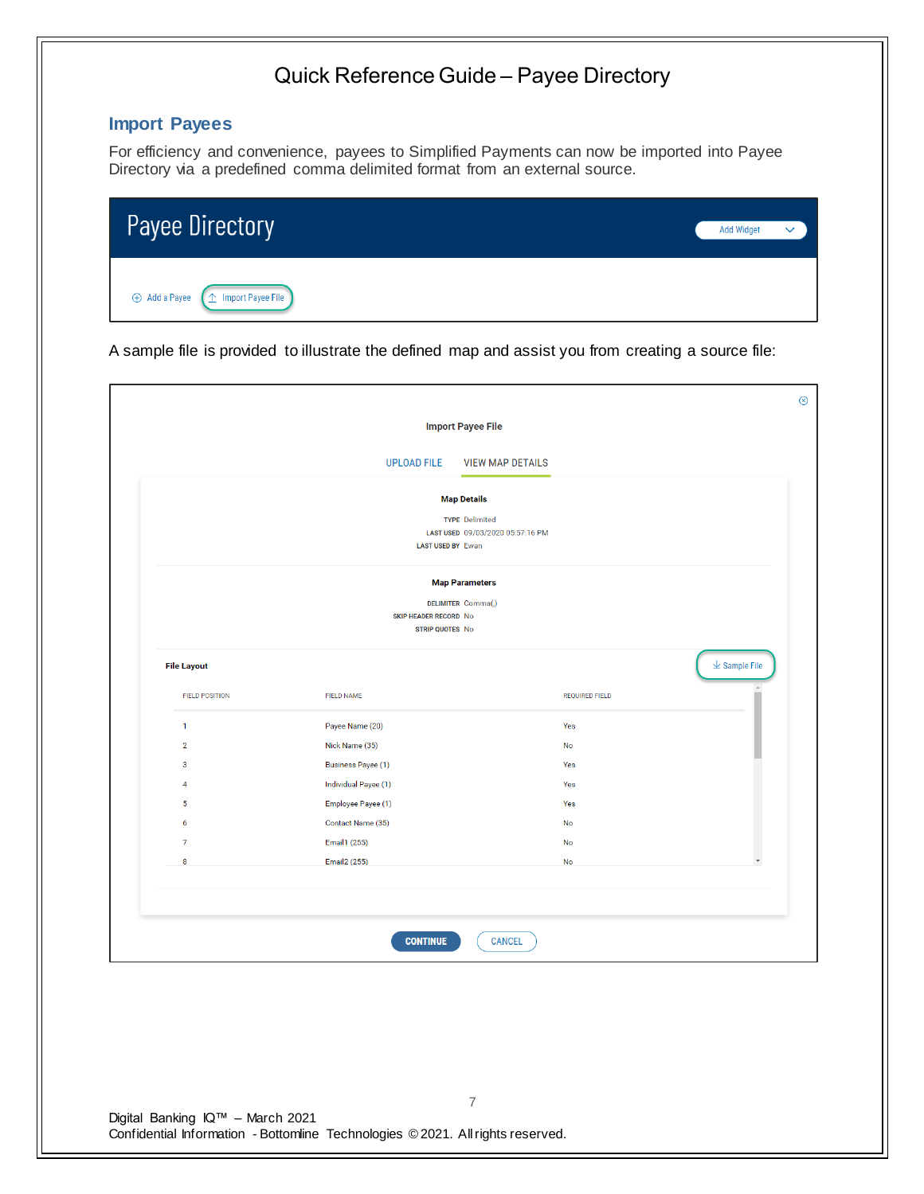# Quick Reference Guide – Payee Directory

## Import Payees

For efficiency and convenience, payees to Simplified Payments can now be imported into Payee Directory via a predefined comma delimited format from an external source.

**Payee Directory**

Add Widget

Add a Payee | Import Payee File

A sample file is provided to illustrate the defined map and assist you from creating a source file:

**Import Payee File**

UPLOAD FILE | VIEW MAP DETAILS

**Map Details**

TYPE Delimited
LAST USED 09/03/2020 05:57:16 PM
LAST USED BY Ewan

**Map Parameters**

DELIMITER Comma(,)
SKIP HEADER RECORD No
STRIP QUOTES No

**File Layout**

Sample File

| FIELD POSITION | FIELD NAME | REQUIRED FIELD |
|---|---|---|
| 1 | Payee Name (20) | Yes |
| 2 | Nick Name (35) | No |
| 3 | Business Payee (1) | Yes |
| 4 | Individual Payee (1) | Yes |
| 5 | Employee Payee (1) | Yes |
| 6 | Contact Name (35) | No |
| 7 | Email1 (255) | No |
| 8 | Email2 (255) | No |

CONTINUE | CANCEL

Digital Banking IQ™ – March 2021
Confidential Information - Bottomline Technologies © 2021. All rights reserved.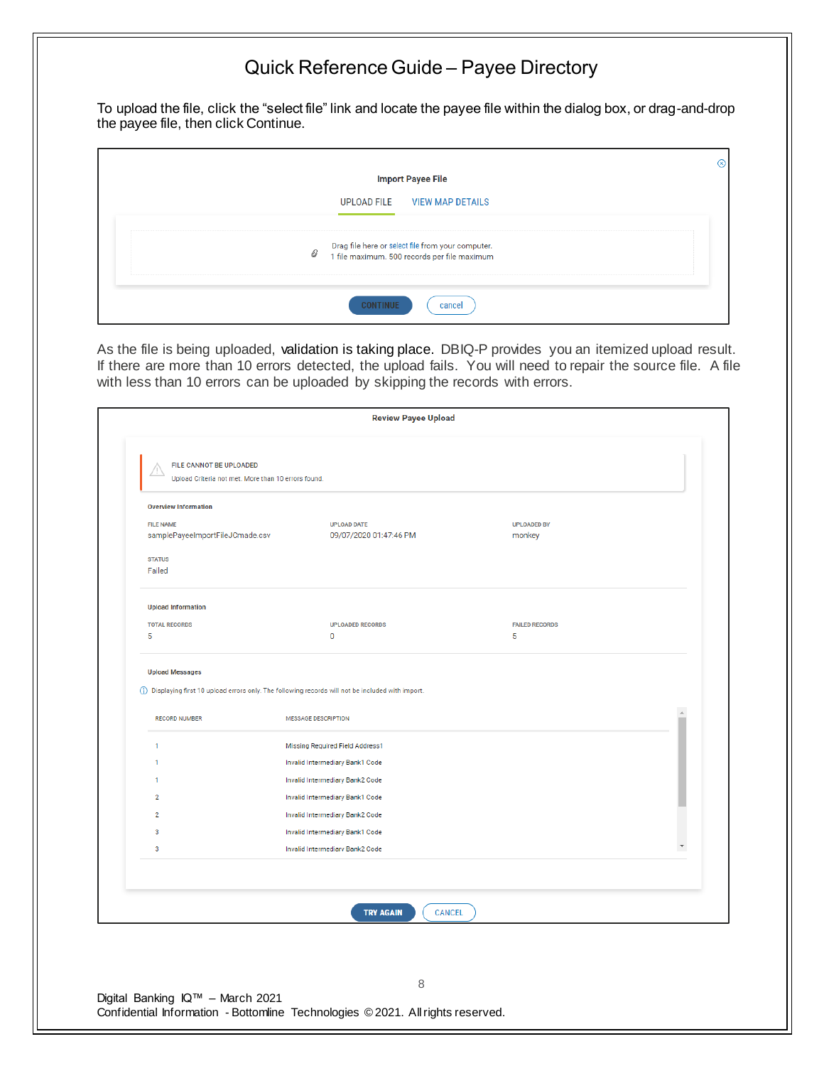# Quick Reference Guide – Payee Directory

To upload the file, click the "select file" link and locate the payee file within the dialog box, or drag-and-drop the payee file, then click Continue.

**Import Payee File**

UPLOAD FILE    VIEW MAP DETAILS

Drag file here or select file from your computer.
1 file maximum. 500 records per file maximum

CONTINUE    cancel

As the file is being uploaded, validation is taking place. DBIQ-P provides you an itemized upload result. If there are more than 10 errors detected, the upload fails. You will need to repair the source file. A file with less than 10 errors can be uploaded by skipping the records with errors.

**Review Payee Upload**

FILE CANNOT BE UPLOADED
Upload Criteria not met. More than 10 errors found.

**Overview Information**

| FILE NAME | UPLOAD DATE | UPLOADED BY |
|---|---|---|
| samplePayeeImportFileJCmade.csv | 09/07/2020 01:47:46 PM | monkey |

STATUS
Failed

**Upload Information**

| TOTAL RECORDS | UPLOADED RECORDS | FAILED RECORDS |
|---|---|---|
| 5 | 0 | 5 |

**Upload Messages**

Displaying first 10 upload errors only. The following records will not be included with import.

| RECORD NUMBER | MESSAGE DESCRIPTION |
|---|---|
| 1 | Missing Required Field Address1 |
| 1 | Invalid Intermediary Bank1 Code |
| 1 | Invalid Intermediary Bank2 Code |
| 2 | Invalid Intermediary Bank1 Code |
| 2 | Invalid Intermediary Bank2 Code |
| 3 | Invalid Intermediary Bank1 Code |
| 3 | Invalid Intermediary Bank2 Code |

TRY AGAIN    CANCEL

Digital Banking IQ™ – March 2021
Confidential Information - Bottomline Technologies © 2021. All rights reserved.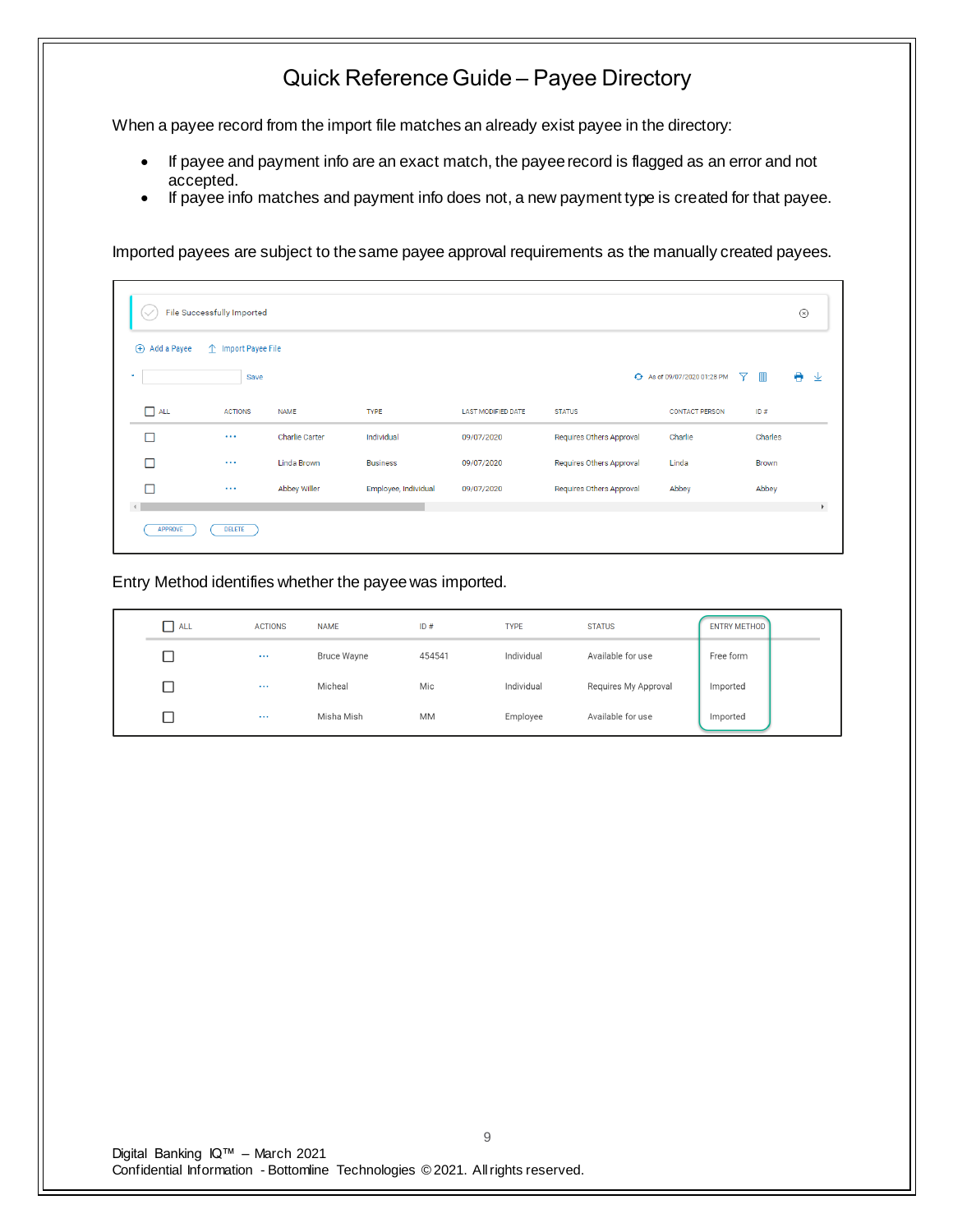# Quick Reference Guide – Payee Directory

When a payee record from the import file matches an already exist payee in the directory:

- If payee and payment info are an exact match, the payee record is flagged as an error and not accepted.
- If payee info matches and payment info does not, a new payment type is created for that payee.

Imported payees are subject to the same payee approval requirements as the manually created payees.

File Successfully Imported

Add a Payee    Import Payee File

Save

As of 09/07/2020 01:28 PM

| ALL | ACTIONS | NAME | TYPE | LAST MODIFIED DATE | STATUS | CONTACT PERSON | ID # |
|---|---|---|---|---|---|---|---|
| ☐ | ... | Charlie Carter | Individual | 09/07/2020 | Requires Others Approval | Charlie | Charles |
| ☐ | ... | Linda Brown | Business | 09/07/2020 | Requires Others Approval | Linda | Brown |
| ☐ | ... | Abbey Willer | Employee, Individual | 09/07/2020 | Requires Others Approval | Abbey | Abbey |

APPROVE    DELETE

Entry Method identifies whether the payee was imported.

| ALL | ACTIONS | NAME | ID # | TYPE | STATUS | ENTRY METHOD |
|---|---|---|---|---|---|---|
| ☐ | ... | Bruce Wayne | 454541 | Individual | Available for use | Free form |
| ☐ | ... | Micheal | Mic | Individual | Requires My Approval | Imported |
| ☐ | ... | Misha Mish | MM | Employee | Available for use | Imported |